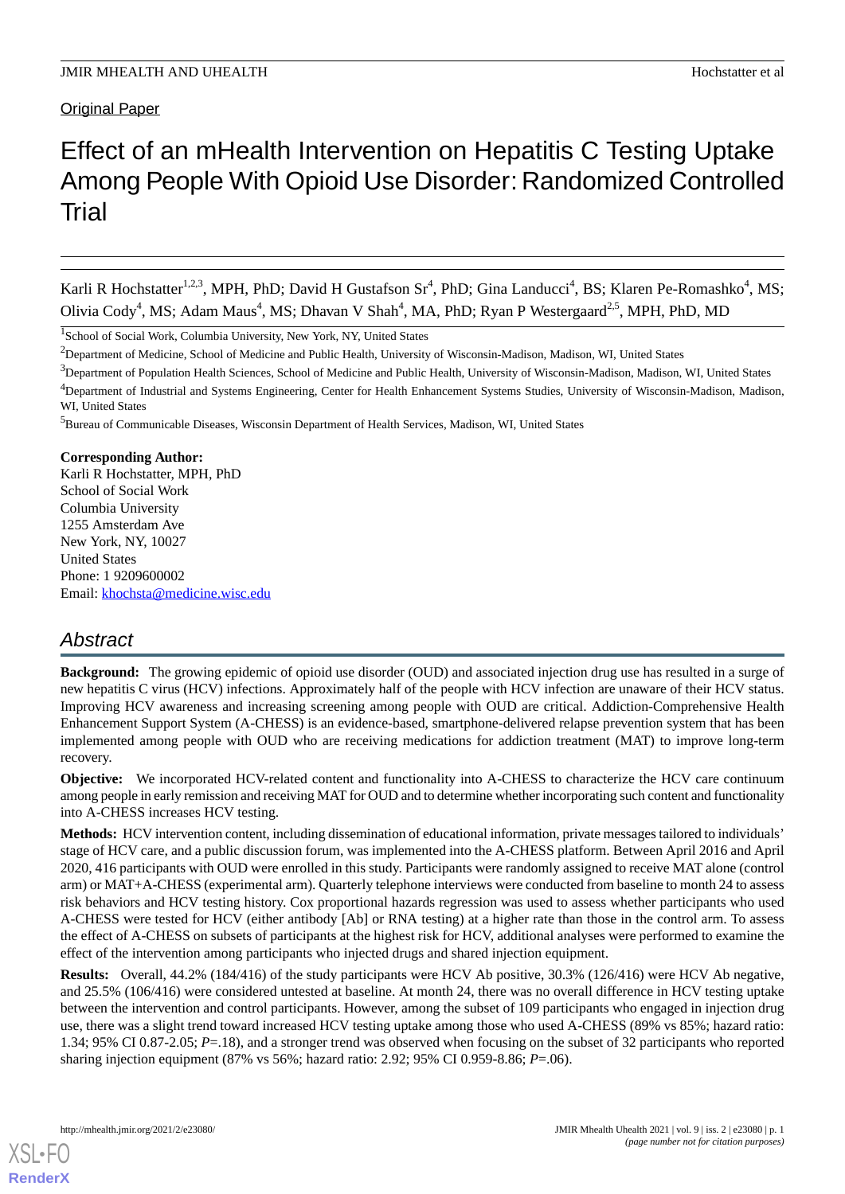Original Paper

# Effect of an mHealth Intervention on Hepatitis C Testing Uptake Among People With Opioid Use Disorder: Randomized Controlled Trial

Karli R Hochstatter[1,2,3], MPH, PhD; David H Gustafson Sr[4], PhD; Gina Landucci[4], BS; Klaren Pe-Romashko[4], MS; Olivia Cody[4], MS; Adam Maus[4], MS; Dhavan V Shah[4], MA, PhD; Ryan P Westergaard[2,5], MPH, PhD, MD

[1]School of Social Work, Columbia University, New York, NY, United States

[2]Department of Medicine, School of Medicine and Public Health, University of Wisconsin-Madison, Madison, WI, United States

[3]Department of Population Health Sciences, School of Medicine and Public Health, University of Wisconsin-Madison, Madison, WI, United States

[4]Department of Industrial and Systems Engineering, Center for Health Enhancement Systems Studies, University of Wisconsin-Madison, Madison, WI, United States

[5]Bureau of Communicable Diseases, Wisconsin Department of Health Services, Madison, WI, United States

**Corresponding Author:**
Karli R Hochstatter, MPH, PhD
School of Social Work
Columbia University
1255 Amsterdam Ave
New York, NY, 10027
United States
Phone: 1 9209600002
Email: khochsta@medicine.wisc.edu

## Abstract

**Background:** The growing epidemic of opioid use disorder (OUD) and associated injection drug use has resulted in a surge of new hepatitis C virus (HCV) infections. Approximately half of the people with HCV infection are unaware of their HCV status. Improving HCV awareness and increasing screening among people with OUD are critical. Addiction-Comprehensive Health Enhancement Support System (A-CHESS) is an evidence-based, smartphone-delivered relapse prevention system that has been implemented among people with OUD who are receiving medications for addiction treatment (MAT) to improve long-term recovery.

**Objective:** We incorporated HCV-related content and functionality into A-CHESS to characterize the HCV care continuum among people in early remission and receiving MAT for OUD and to determine whether incorporating such content and functionality into A-CHESS increases HCV testing.

**Methods:** HCV intervention content, including dissemination of educational information, private messages tailored to individuals' stage of HCV care, and a public discussion forum, was implemented into the A-CHESS platform. Between April 2016 and April 2020, 416 participants with OUD were enrolled in this study. Participants were randomly assigned to receive MAT alone (control arm) or MAT+A-CHESS (experimental arm). Quarterly telephone interviews were conducted from baseline to month 24 to assess risk behaviors and HCV testing history. Cox proportional hazards regression was used to assess whether participants who used A-CHESS were tested for HCV (either antibody [Ab] or RNA testing) at a higher rate than those in the control arm. To assess the effect of A-CHESS on subsets of participants at the highest risk for HCV, additional analyses were performed to examine the effect of the intervention among participants who injected drugs and shared injection equipment.

**Results:** Overall, 44.2% (184/416) of the study participants were HCV Ab positive, 30.3% (126/416) were HCV Ab negative, and 25.5% (106/416) were considered untested at baseline. At month 24, there was no overall difference in HCV testing uptake between the intervention and control participants. However, among the subset of 109 participants who engaged in injection drug use, there was a slight trend toward increased HCV testing uptake among those who used A-CHESS (89% vs 85%; hazard ratio: 1.34; 95% CI 0.87-2.05; *P*=.18), and a stronger trend was observed when focusing on the subset of 32 participants who reported sharing injection equipment (87% vs 56%; hazard ratio: 2.92; 95% CI 0.959-8.86; *P*=.06).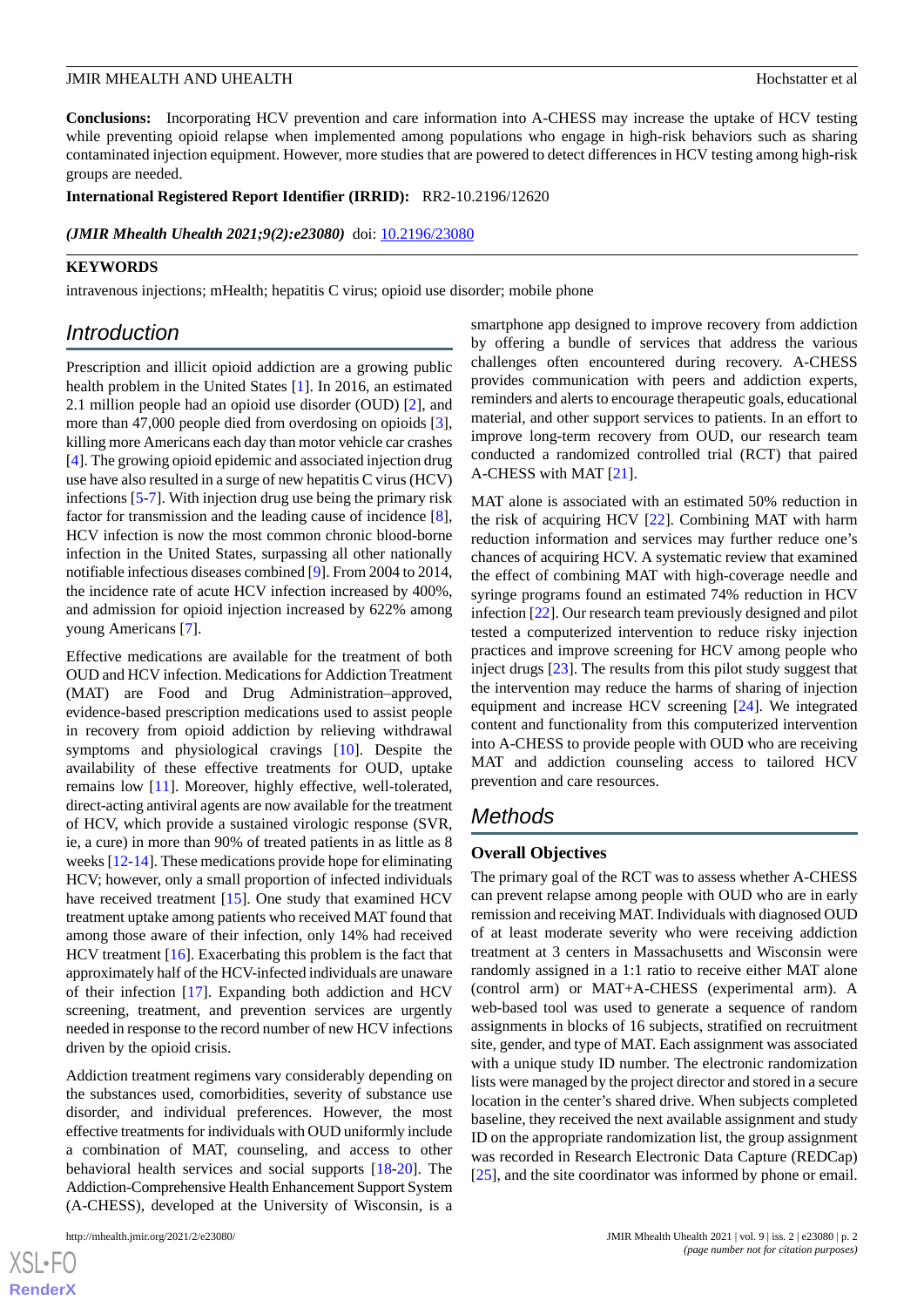**Conclusions:** Incorporating HCV prevention and care information into A-CHESS may increase the uptake of HCV testing while preventing opioid relapse when implemented among populations who engage in high-risk behaviors such as sharing contaminated injection equipment. However, more studies that are powered to detect differences in HCV testing among high-risk groups are needed.

**International Registered Report Identifier (IRRID):** RR2-10.2196/12620

***(JMIR Mhealth Uhealth 2021;9(2):e23080)*** doi: 10.2196/23080

**KEYWORDS**

intravenous injections; mHealth; hepatitis C virus; opioid use disorder; mobile phone

## Introduction

Prescription and illicit opioid addiction are a growing public health problem in the United States [1]. In 2016, an estimated 2.1 million people had an opioid use disorder (OUD) [2], and more than 47,000 people died from overdosing on opioids [3], killing more Americans each day than motor vehicle car crashes [4]. The growing opioid epidemic and associated injection drug use have also resulted in a surge of new hepatitis C virus (HCV) infections [5-7]. With injection drug use being the primary risk factor for transmission and the leading cause of incidence [8], HCV infection is now the most common chronic blood-borne infection in the United States, surpassing all other nationally notifiable infectious diseases combined [9]. From 2004 to 2014, the incidence rate of acute HCV infection increased by 400%, and admission for opioid injection increased by 622% among young Americans [7].

Effective medications are available for the treatment of both OUD and HCV infection. Medications for Addiction Treatment (MAT) are Food and Drug Administration–approved, evidence-based prescription medications used to assist people in recovery from opioid addiction by relieving withdrawal symptoms and physiological cravings [10]. Despite the availability of these effective treatments for OUD, uptake remains low [11]. Moreover, highly effective, well-tolerated, direct-acting antiviral agents are now available for the treatment of HCV, which provide a sustained virologic response (SVR, ie, a cure) in more than 90% of treated patients in as little as 8 weeks [12-14]. These medications provide hope for eliminating HCV; however, only a small proportion of infected individuals have received treatment [15]. One study that examined HCV treatment uptake among patients who received MAT found that among those aware of their infection, only 14% had received HCV treatment [16]. Exacerbating this problem is the fact that approximately half of the HCV-infected individuals are unaware of their infection [17]. Expanding both addiction and HCV screening, treatment, and prevention services are urgently needed in response to the record number of new HCV infections driven by the opioid crisis.

Addiction treatment regimens vary considerably depending on the substances used, comorbidities, severity of substance use disorder, and individual preferences. However, the most effective treatments for individuals with OUD uniformly include a combination of MAT, counseling, and access to other behavioral health services and social supports [18-20]. The Addiction-Comprehensive Health Enhancement Support System (A-CHESS), developed at the University of Wisconsin, is a smartphone app designed to improve recovery from addiction by offering a bundle of services that address the various challenges often encountered during recovery. A-CHESS provides communication with peers and addiction experts, reminders and alerts to encourage therapeutic goals, educational material, and other support services to patients. In an effort to improve long-term recovery from OUD, our research team conducted a randomized controlled trial (RCT) that paired A-CHESS with MAT [21].

MAT alone is associated with an estimated 50% reduction in the risk of acquiring HCV [22]. Combining MAT with harm reduction information and services may further reduce one's chances of acquiring HCV. A systematic review that examined the effect of combining MAT with high-coverage needle and syringe programs found an estimated 74% reduction in HCV infection [22]. Our research team previously designed and pilot tested a computerized intervention to reduce risky injection practices and improve screening for HCV among people who inject drugs [23]. The results from this pilot study suggest that the intervention may reduce the harms of sharing of injection equipment and increase HCV screening [24]. We integrated content and functionality from this computerized intervention into A-CHESS to provide people with OUD who are receiving MAT and addiction counseling access to tailored HCV prevention and care resources.

## Methods

### Overall Objectives

The primary goal of the RCT was to assess whether A-CHESS can prevent relapse among people with OUD who are in early remission and receiving MAT. Individuals with diagnosed OUD of at least moderate severity who were receiving addiction treatment at 3 centers in Massachusetts and Wisconsin were randomly assigned in a 1:1 ratio to receive either MAT alone (control arm) or MAT+A-CHESS (experimental arm). A web-based tool was used to generate a sequence of random assignments in blocks of 16 subjects, stratified on recruitment site, gender, and type of MAT. Each assignment was associated with a unique study ID number. The electronic randomization lists were managed by the project director and stored in a secure location in the center's shared drive. When subjects completed baseline, they received the next available assignment and study ID on the appropriate randomization list, the group assignment was recorded in Research Electronic Data Capture (REDCap) [25], and the site coordinator was informed by phone or email.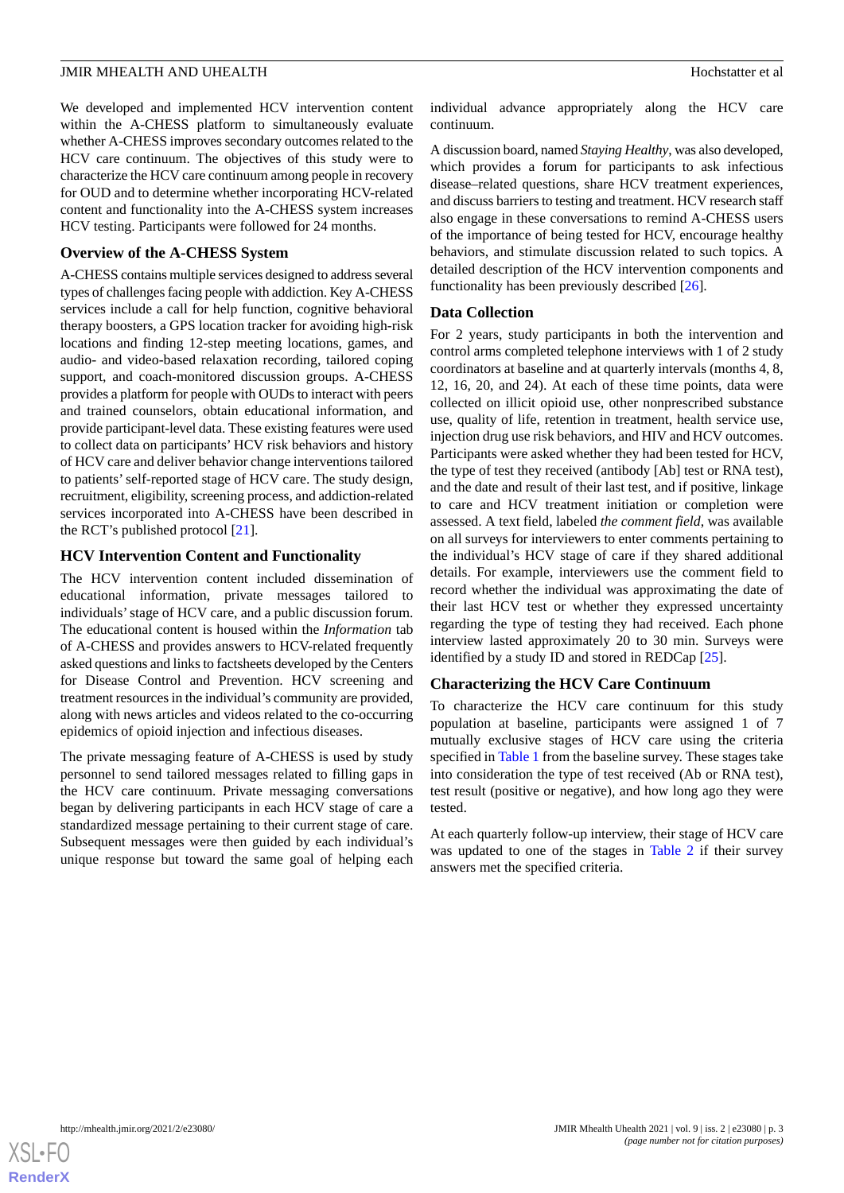We developed and implemented HCV intervention content within the A-CHESS platform to simultaneously evaluate whether A-CHESS improves secondary outcomes related to the HCV care continuum. The objectives of this study were to characterize the HCV care continuum among people in recovery for OUD and to determine whether incorporating HCV-related content and functionality into the A-CHESS system increases HCV testing. Participants were followed for 24 months.

## Overview of the A-CHESS System

A-CHESS contains multiple services designed to address several types of challenges facing people with addiction. Key A-CHESS services include a call for help function, cognitive behavioral therapy boosters, a GPS location tracker for avoiding high-risk locations and finding 12-step meeting locations, games, and audio- and video-based relaxation recording, tailored coping support, and coach-monitored discussion groups. A-CHESS provides a platform for people with OUDs to interact with peers and trained counselors, obtain educational information, and provide participant-level data. These existing features were used to collect data on participants' HCV risk behaviors and history of HCV care and deliver behavior change interventions tailored to patients' self-reported stage of HCV care. The study design, recruitment, eligibility, screening process, and addiction-related services incorporated into A-CHESS have been described in the RCT's published protocol [21].

## HCV Intervention Content and Functionality

The HCV intervention content included dissemination of educational information, private messages tailored to individuals' stage of HCV care, and a public discussion forum. The educational content is housed within the *Information* tab of A-CHESS and provides answers to HCV-related frequently asked questions and links to factsheets developed by the Centers for Disease Control and Prevention. HCV screening and treatment resources in the individual's community are provided, along with news articles and videos related to the co-occurring epidemics of opioid injection and infectious diseases.

The private messaging feature of A-CHESS is used by study personnel to send tailored messages related to filling gaps in the HCV care continuum. Private messaging conversations began by delivering participants in each HCV stage of care a standardized message pertaining to their current stage of care. Subsequent messages were then guided by each individual's unique response but toward the same goal of helping each individual advance appropriately along the HCV care continuum.

A discussion board, named *Staying Healthy*, was also developed, which provides a forum for participants to ask infectious disease–related questions, share HCV treatment experiences, and discuss barriers to testing and treatment. HCV research staff also engage in these conversations to remind A-CHESS users of the importance of being tested for HCV, encourage healthy behaviors, and stimulate discussion related to such topics. A detailed description of the HCV intervention components and functionality has been previously described [26].

## Data Collection

For 2 years, study participants in both the intervention and control arms completed telephone interviews with 1 of 2 study coordinators at baseline and at quarterly intervals (months 4, 8, 12, 16, 20, and 24). At each of these time points, data were collected on illicit opioid use, other nonprescribed substance use, quality of life, retention in treatment, health service use, injection drug use risk behaviors, and HIV and HCV outcomes. Participants were asked whether they had been tested for HCV, the type of test they received (antibody [Ab] test or RNA test), and the date and result of their last test, and if positive, linkage to care and HCV treatment initiation or completion were assessed. A text field, labeled *the comment field*, was available on all surveys for interviewers to enter comments pertaining to the individual's HCV stage of care if they shared additional details. For example, interviewers use the comment field to record whether the individual was approximating the date of their last HCV test or whether they expressed uncertainty regarding the type of testing they had received. Each phone interview lasted approximately 20 to 30 min. Surveys were identified by a study ID and stored in REDCap [25].

## Characterizing the HCV Care Continuum

To characterize the HCV care continuum for this study population at baseline, participants were assigned 1 of 7 mutually exclusive stages of HCV care using the criteria specified in Table 1 from the baseline survey. These stages take into consideration the type of test received (Ab or RNA test), test result (positive or negative), and how long ago they were tested.

At each quarterly follow-up interview, their stage of HCV care was updated to one of the stages in Table 2 if their survey answers met the specified criteria.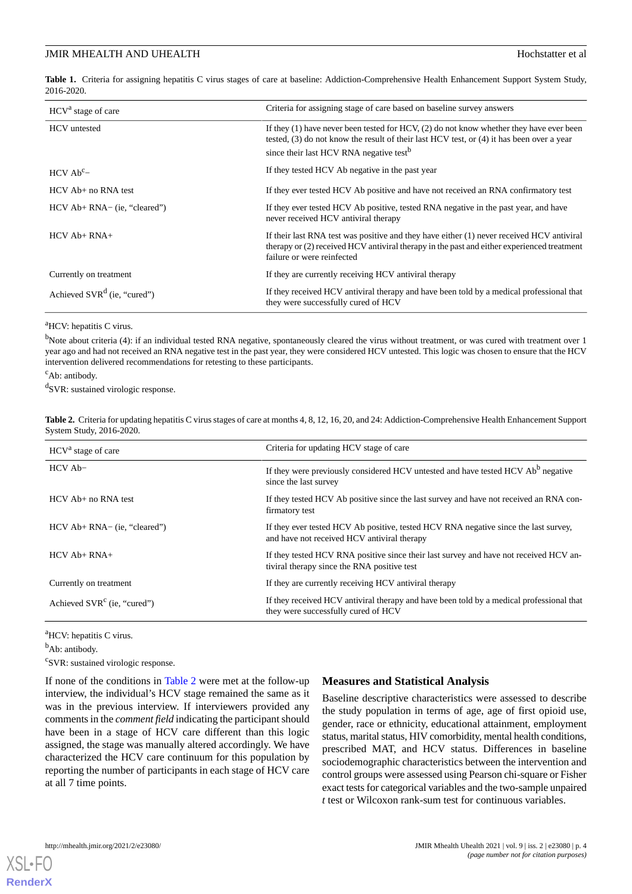**Table 1.** Criteria for assigning hepatitis C virus stages of care at baseline: Addiction-Comprehensive Health Enhancement Support System Study, 2016-2020.

| HCV[a] stage of care | Criteria for assigning stage of care based on baseline survey answers |
|---|---|
| HCV untested | If they (1) have never been tested for HCV, (2) do not know whether they have ever been tested, (3) do not know the result of their last HCV test, or (4) it has been over a year since their last HCV RNA negative test[b] |
| HCV Ab[c]− | If they tested HCV Ab negative in the past year |
| HCV Ab+ no RNA test | If they ever tested HCV Ab positive and have not received an RNA confirmatory test |
| HCV Ab+ RNA− (ie, "cleared") | If they ever tested HCV Ab positive, tested RNA negative in the past year, and have never received HCV antiviral therapy |
| HCV Ab+ RNA+ | If their last RNA test was positive and they have either (1) never received HCV antiviral therapy or (2) received HCV antiviral therapy in the past and either experienced treatment failure or were reinfected |
| Currently on treatment | If they are currently receiving HCV antiviral therapy |
| Achieved SVR[d] (ie, "cured") | If they received HCV antiviral therapy and have been told by a medical professional that they were successfully cured of HCV |

[a]HCV: hepatitis C virus.

[b]Note about criteria (4): if an individual tested RNA negative, spontaneously cleared the virus without treatment, or was cured with treatment over 1 year ago and had not received an RNA negative test in the past year, they were considered HCV untested. This logic was chosen to ensure that the HCV intervention delivered recommendations for retesting to these participants.

[c]Ab: antibody.

[d]SVR: sustained virologic response.

**Table 2.** Criteria for updating hepatitis C virus stages of care at months 4, 8, 12, 16, 20, and 24: Addiction-Comprehensive Health Enhancement Support System Study, 2016-2020.

| HCV[a] stage of care | Criteria for updating HCV stage of care |
|---|---|
| HCV Ab− | If they were previously considered HCV untested and have tested HCV Ab[b] negative since the last survey |
| HCV Ab+ no RNA test | If they tested HCV Ab positive since the last survey and have not received an RNA confirmatory test |
| HCV Ab+ RNA− (ie, "cleared") | If they ever tested HCV Ab positive, tested HCV RNA negative since the last survey, and have not received HCV antiviral therapy |
| HCV Ab+ RNA+ | If they tested HCV RNA positive since their last survey and have not received HCV antiviral therapy since the RNA positive test |
| Currently on treatment | If they are currently receiving HCV antiviral therapy |
| Achieved SVR[c] (ie, "cured") | If they received HCV antiviral therapy and have been told by a medical professional that they were successfully cured of HCV |

[a]HCV: hepatitis C virus.

[b]Ab: antibody.

[c]SVR: sustained virologic response.

If none of the conditions in Table 2 were met at the follow-up interview, the individual's HCV stage remained the same as it was in the previous interview. If interviewers provided any comments in the *comment field* indicating the participant should have been in a stage of HCV care different than this logic assigned, the stage was manually altered accordingly. We have characterized the HCV care continuum for this population by reporting the number of participants in each stage of HCV care at all 7 time points.

## Measures and Statistical Analysis

Baseline descriptive characteristics were assessed to describe the study population in terms of age, age of first opioid use, gender, race or ethnicity, educational attainment, employment status, marital status, HIV comorbidity, mental health conditions, prescribed MAT, and HCV status. Differences in baseline sociodemographic characteristics between the intervention and control groups were assessed using Pearson chi-square or Fisher exact tests for categorical variables and the two-sample unpaired *t* test or Wilcoxon rank-sum test for continuous variables.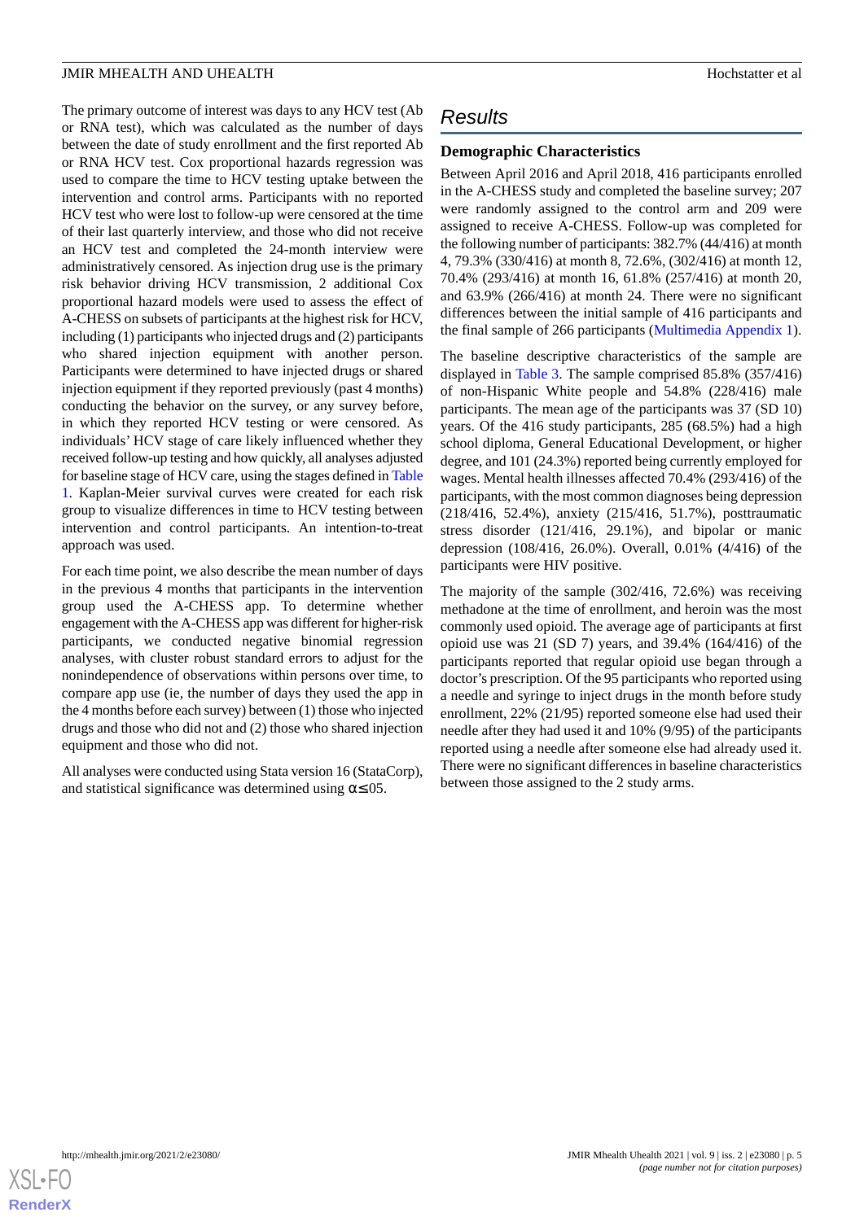The primary outcome of interest was days to any HCV test (Ab or RNA test), which was calculated as the number of days between the date of study enrollment and the first reported Ab or RNA HCV test. Cox proportional hazards regression was used to compare the time to HCV testing uptake between the intervention and control arms. Participants with no reported HCV test who were lost to follow-up were censored at the time of their last quarterly interview, and those who did not receive an HCV test and completed the 24-month interview were administratively censored. As injection drug use is the primary risk behavior driving HCV transmission, 2 additional Cox proportional hazard models were used to assess the effect of A-CHESS on subsets of participants at the highest risk for HCV, including (1) participants who injected drugs and (2) participants who shared injection equipment with another person. Participants were determined to have injected drugs or shared injection equipment if they reported previously (past 4 months) conducting the behavior on the survey, or any survey before, in which they reported HCV testing or were censored. As individuals' HCV stage of care likely influenced whether they received follow-up testing and how quickly, all analyses adjusted for baseline stage of HCV care, using the stages defined in Table 1. Kaplan-Meier survival curves were created for each risk group to visualize differences in time to HCV testing between intervention and control participants. An intention-to-treat approach was used.

For each time point, we also describe the mean number of days in the previous 4 months that participants in the intervention group used the A-CHESS app. To determine whether engagement with the A-CHESS app was different for higher-risk participants, we conducted negative binomial regression analyses, with cluster robust standard errors to adjust for the nonindependence of observations within persons over time, to compare app use (ie, the number of days they used the app in the 4 months before each survey) between (1) those who injected drugs and those who did not and (2) those who shared injection equipment and those who did not.

All analyses were conducted using Stata version 16 (StataCorp), and statistical significance was determined using $\alpha \leq .05$.

## Results

### Demographic Characteristics

Between April 2016 and April 2018, 416 participants enrolled in the A-CHESS study and completed the baseline survey; 207 were randomly assigned to the control arm and 209 were assigned to receive A-CHESS. Follow-up was completed for the following number of participants: 382.7% (44/416) at month 4, 79.3% (330/416) at month 8, 72.6%, (302/416) at month 12, 70.4% (293/416) at month 16, 61.8% (257/416) at month 20, and 63.9% (266/416) at month 24. There were no significant differences between the initial sample of 416 participants and the final sample of 266 participants (Multimedia Appendix 1).

The baseline descriptive characteristics of the sample are displayed in Table 3. The sample comprised 85.8% (357/416) of non-Hispanic White people and 54.8% (228/416) male participants. The mean age of the participants was 37 (SD 10) years. Of the 416 study participants, 285 (68.5%) had a high school diploma, General Educational Development, or higher degree, and 101 (24.3%) reported being currently employed for wages. Mental health illnesses affected 70.4% (293/416) of the participants, with the most common diagnoses being depression (218/416, 52.4%), anxiety (215/416, 51.7%), posttraumatic stress disorder (121/416, 29.1%), and bipolar or manic depression (108/416, 26.0%). Overall, 0.01% (4/416) of the participants were HIV positive.

The majority of the sample (302/416, 72.6%) was receiving methadone at the time of enrollment, and heroin was the most commonly used opioid. The average age of participants at first opioid use was 21 (SD 7) years, and 39.4% (164/416) of the participants reported that regular opioid use began through a doctor's prescription. Of the 95 participants who reported using a needle and syringe to inject drugs in the month before study enrollment, 22% (21/95) reported someone else had used their needle after they had used it and 10% (9/95) of the participants reported using a needle after someone else had already used it. There were no significant differences in baseline characteristics between those assigned to the 2 study arms.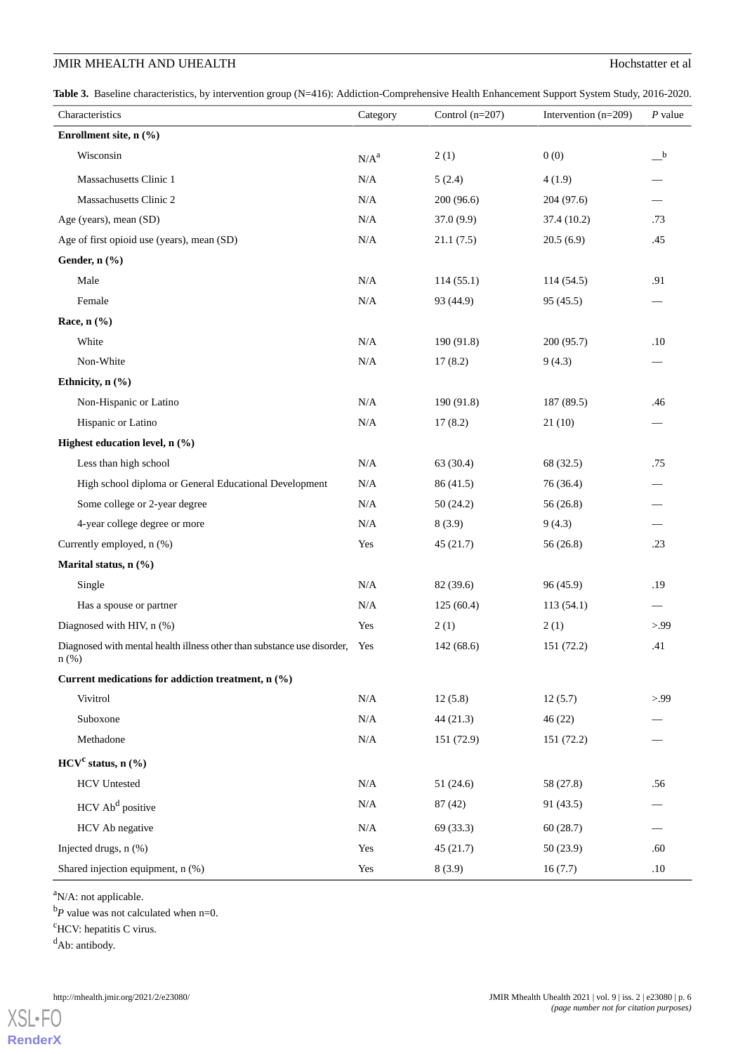**Table 3.** Baseline characteristics, by intervention group (N=416): Addiction-Comprehensive Health Enhancement Support System Study, 2016-2020.

| Characteristics | Category | Control (n=207) | Intervention (n=209) | *P* value |
|---|---|---|---|---|
| **Enrollment site, n (%)** | | | | |
| Wisconsin | N/A[a] | 2 (1) | 0 (0) | —[b] |
| Massachusetts Clinic 1 | N/A | 5 (2.4) | 4 (1.9) | — |
| Massachusetts Clinic 2 | N/A | 200 (96.6) | 204 (97.6) | — |
| Age (years), mean (SD) | N/A | 37.0 (9.9) | 37.4 (10.2) | .73 |
| Age of first opioid use (years), mean (SD) | N/A | 21.1 (7.5) | 20.5 (6.9) | .45 |
| **Gender, n (%)** | | | | |
| Male | N/A | 114 (55.1) | 114 (54.5) | .91 |
| Female | N/A | 93 (44.9) | 95 (45.5) | — |
| **Race, n (%)** | | | | |
| White | N/A | 190 (91.8) | 200 (95.7) | .10 |
| Non-White | N/A | 17 (8.2) | 9 (4.3) | — |
| **Ethnicity, n (%)** | | | | |
| Non-Hispanic or Latino | N/A | 190 (91.8) | 187 (89.5) | .46 |
| Hispanic or Latino | N/A | 17 (8.2) | 21 (10) | — |
| **Highest education level, n (%)** | | | | |
| Less than high school | N/A | 63 (30.4) | 68 (32.5) | .75 |
| High school diploma or General Educational Development | N/A | 86 (41.5) | 76 (36.4) | — |
| Some college or 2-year degree | N/A | 50 (24.2) | 56 (26.8) | — |
| 4-year college degree or more | N/A | 8 (3.9) | 9 (4.3) | — |
| Currently employed, n (%) | Yes | 45 (21.7) | 56 (26.8) | .23 |
| **Marital status, n (%)** | | | | |
| Single | N/A | 82 (39.6) | 96 (45.9) | .19 |
| Has a spouse or partner | N/A | 125 (60.4) | 113 (54.1) | — |
| Diagnosed with HIV, n (%) | Yes | 2 (1) | 2 (1) | >.99 |
| Diagnosed with mental health illness other than substance use disorder, n (%) | Yes | 142 (68.6) | 151 (72.2) | .41 |
| **Current medications for addiction treatment, n (%)** | | | | |
| Vivitrol | N/A | 12 (5.8) | 12 (5.7) | >.99 |
| Suboxone | N/A | 44 (21.3) | 46 (22) | — |
| Methadone | N/A | 151 (72.9) | 151 (72.2) | — |
| **HCV[c] status, n (%)** | | | | |
| HCV Untested | N/A | 51 (24.6) | 58 (27.8) | .56 |
| HCV Ab[d] positive | N/A | 87 (42) | 91 (43.5) | — |
| HCV Ab negative | N/A | 69 (33.3) | 60 (28.7) | — |
| Injected drugs, n (%) | Yes | 45 (21.7) | 50 (23.9) | .60 |
| Shared injection equipment, n (%) | Yes | 8 (3.9) | 16 (7.7) | .10 |

[a]N/A: not applicable.

[b]*P* value was not calculated when n=0.

[c]HCV: hepatitis C virus.

[d]Ab: antibody.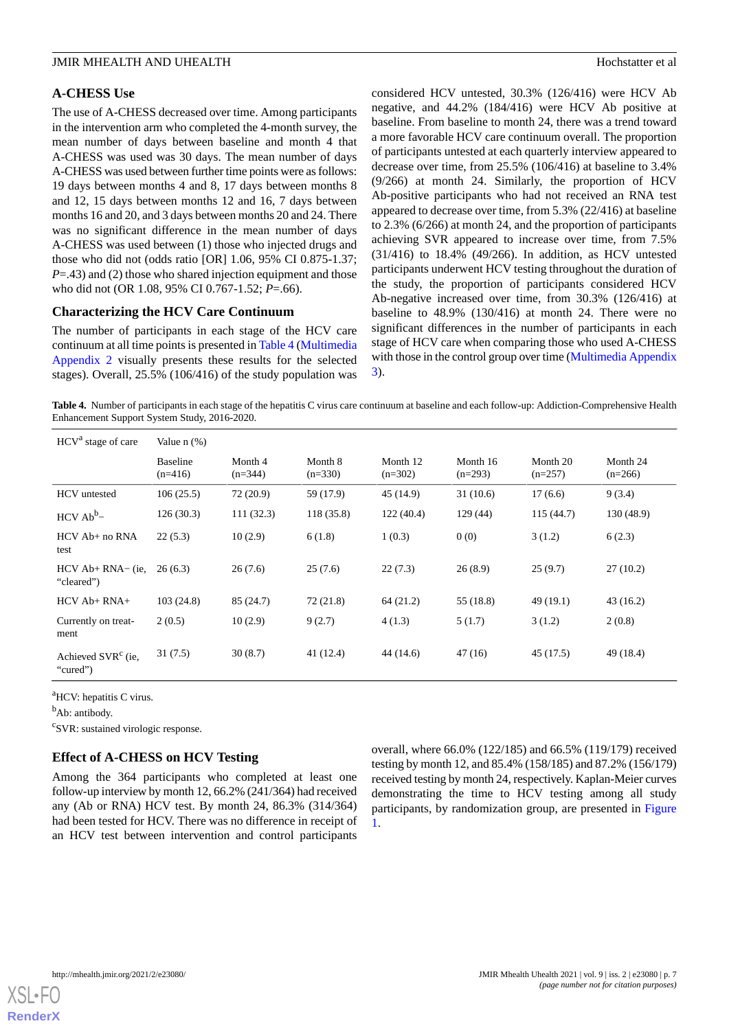## A-CHESS Use

The use of A-CHESS decreased over time. Among participants in the intervention arm who completed the 4-month survey, the mean number of days between baseline and month 4 that A-CHESS was used was 30 days. The mean number of days A-CHESS was used between further time points were as follows: 19 days between months 4 and 8, 17 days between months 8 and 12, 15 days between months 12 and 16, 7 days between months 16 and 20, and 3 days between months 20 and 24. There was no significant difference in the mean number of days A-CHESS was used between (1) those who injected drugs and those who did not (odds ratio [OR] 1.06, 95% CI 0.875-1.37; *P*=.43) and (2) those who shared injection equipment and those who did not (OR 1.08, 95% CI 0.767-1.52; *P*=.66).

## Characterizing the HCV Care Continuum

The number of participants in each stage of the HCV care continuum at all time points is presented in Table 4 (Multimedia Appendix 2 visually presents these results for the selected stages). Overall, 25.5% (106/416) of the study population was considered HCV untested, 30.3% (126/416) were HCV Ab negative, and 44.2% (184/416) were HCV Ab positive at baseline. From baseline to month 24, there was a trend toward a more favorable HCV care continuum overall. The proportion of participants untested at each quarterly interview appeared to decrease over time, from 25.5% (106/416) at baseline to 3.4% (9/266) at month 24. Similarly, the proportion of HCV Ab-positive participants who had not received an RNA test appeared to decrease over time, from 5.3% (22/416) at baseline to 2.3% (6/266) at month 24, and the proportion of participants achieving SVR appeared to increase over time, from 7.5% (31/416) to 18.4% (49/266). In addition, as HCV untested participants underwent HCV testing throughout the duration of the study, the proportion of participants considered HCV Ab-negative increased over time, from 30.3% (126/416) at baseline to 48.9% (130/416) at month 24. There were no significant differences in the number of participants in each stage of HCV care when comparing those who used A-CHESS with those in the control group over time (Multimedia Appendix 3).

**Table 4.** Number of participants in each stage of the hepatitis C virus care continuum at baseline and each follow-up: Addiction-Comprehensive Health Enhancement Support System Study, 2016-2020.

| HCV[a] stage of care | Value n (%) | | | | | | |
|---|---|---|---|---|---|---|---|
| | Baseline (n=416) | Month 4 (n=344) | Month 8 (n=330) | Month 12 (n=302) | Month 16 (n=293) | Month 20 (n=257) | Month 24 (n=266) |
| HCV untested | 106 (25.5) | 72 (20.9) | 59 (17.9) | 45 (14.9) | 31 (10.6) | 17 (6.6) | 9 (3.4) |
| HCV Ab[b]– | 126 (30.3) | 111 (32.3) | 118 (35.8) | 122 (40.4) | 129 (44) | 115 (44.7) | 130 (48.9) |
| HCV Ab+ no RNA test | 22 (5.3) | 10 (2.9) | 6 (1.8) | 1 (0.3) | 0 (0) | 3 (1.2) | 6 (2.3) |
| HCV Ab+ RNA− (ie, "cleared") | 26 (6.3) | 26 (7.6) | 25 (7.6) | 22 (7.3) | 26 (8.9) | 25 (9.7) | 27 (10.2) |
| HCV Ab+ RNA+ | 103 (24.8) | 85 (24.7) | 72 (21.8) | 64 (21.2) | 55 (18.8) | 49 (19.1) | 43 (16.2) |
| Currently on treatment | 2 (0.5) | 10 (2.9) | 9 (2.7) | 4 (1.3) | 5 (1.7) | 3 (1.2) | 2 (0.8) |
| Achieved SVR[c] (ie, "cured") | 31 (7.5) | 30 (8.7) | 41 (12.4) | 44 (14.6) | 47 (16) | 45 (17.5) | 49 (18.4) |

[a]HCV: hepatitis C virus.

[b]Ab: antibody.

[c]SVR: sustained virologic response.

## Effect of A-CHESS on HCV Testing

Among the 364 participants who completed at least one follow-up interview by month 12, 66.2% (241/364) had received any (Ab or RNA) HCV test. By month 24, 86.3% (314/364) had been tested for HCV. There was no difference in receipt of an HCV test between intervention and control participants overall, where 66.0% (122/185) and 66.5% (119/179) received testing by month 12, and 85.4% (158/185) and 87.2% (156/179) received testing by month 24, respectively. Kaplan-Meier curves demonstrating the time to HCV testing among all study participants, by randomization group, are presented in Figure 1.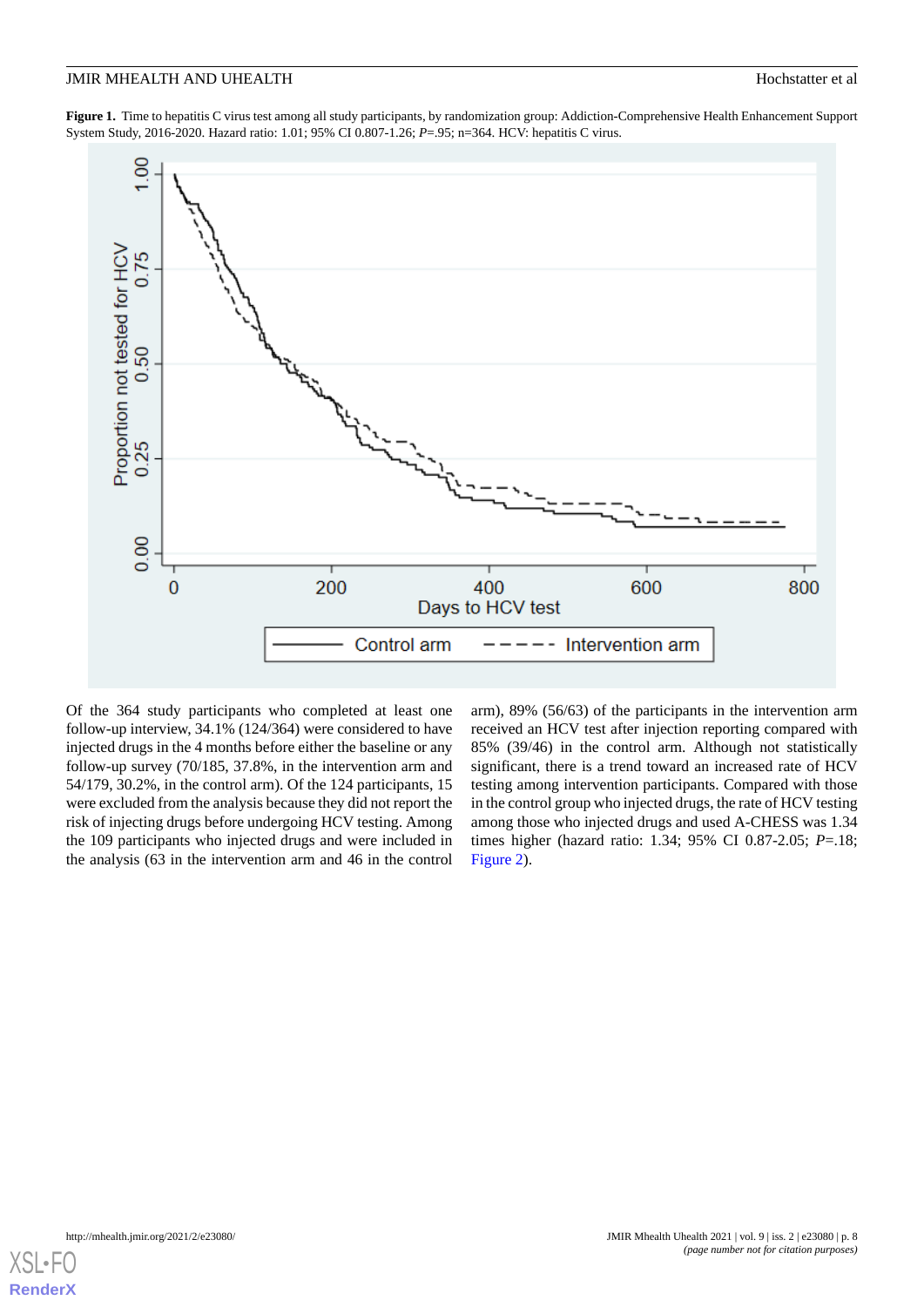**Figure 1.** Time to hepatitis C virus test among all study participants, by randomization group: Addiction-Comprehensive Health Enhancement Support System Study, 2016-2020. Hazard ratio: 1.01; 95% CI 0.807-1.26; *P*=.95; n=364. HCV: hepatitis C virus.

Proportion not tested for HCV

0.00
0.25
0.50
0.75
1.00

0
200
400
600
800

Days to HCV test

Control arm
Intervention arm

Of the 364 study participants who completed at least one follow-up interview, 34.1% (124/364) were considered to have injected drugs in the 4 months before either the baseline or any follow-up survey (70/185, 37.8%, in the intervention arm and 54/179, 30.2%, in the control arm). Of the 124 participants, 15 were excluded from the analysis because they did not report the risk of injecting drugs before undergoing HCV testing. Among the 109 participants who injected drugs and were included in the analysis (63 in the intervention arm and 46 in the control arm), 89% (56/63) of the participants in the intervention arm received an HCV test after injection reporting compared with 85% (39/46) in the control arm. Although not statistically significant, there is a trend toward an increased rate of HCV testing among intervention participants. Compared with those in the control group who injected drugs, the rate of HCV testing among those who injected drugs and used A-CHESS was 1.34 times higher (hazard ratio: 1.34; 95% CI 0.87-2.05; *P*=.18; Figure 2).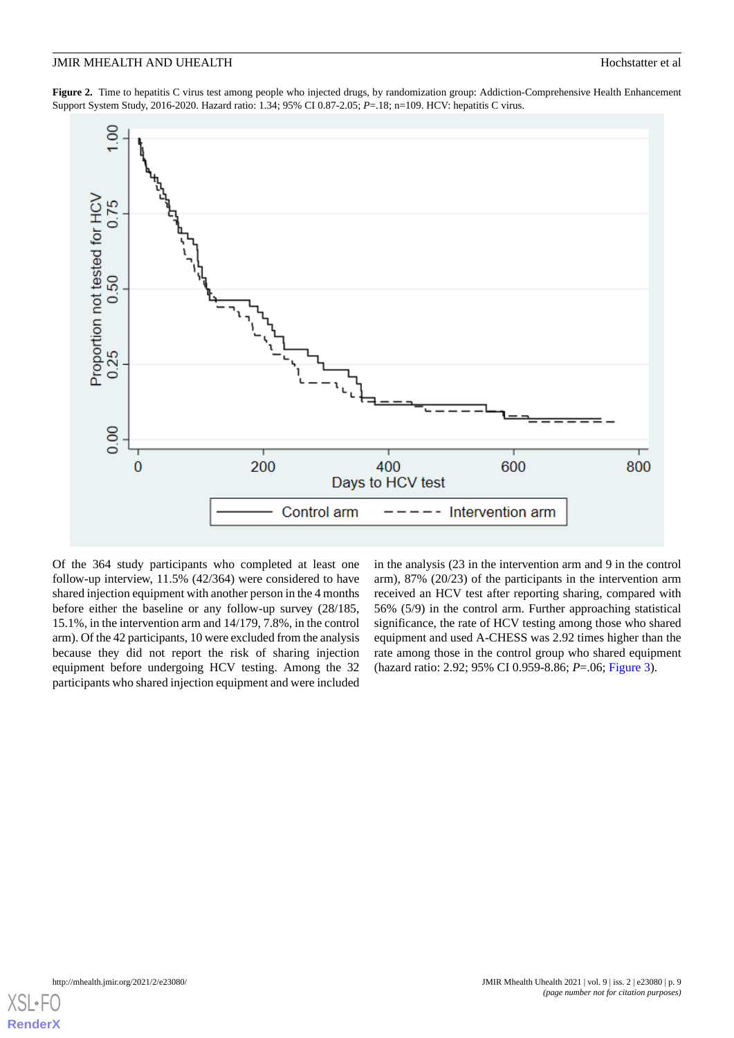**Figure 2.** Time to hepatitis C virus test among people who injected drugs, by randomization group: Addiction-Comprehensive Health Enhancement Support System Study, 2016-2020. Hazard ratio: 1.34; 95% CI 0.87-2.05; *P*=.18; n=109. HCV: hepatitis C virus.

Proportion not tested for HCV

0.00
0.25
0.50
0.75
1.00

0
200
400
600
800

Days to HCV test

Control arm
Intervention arm

Of the 364 study participants who completed at least one follow-up interview, 11.5% (42/364) were considered to have shared injection equipment with another person in the 4 months before either the baseline or any follow-up survey (28/185, 15.1%, in the intervention arm and 14/179, 7.8%, in the control arm). Of the 42 participants, 10 were excluded from the analysis because they did not report the risk of sharing injection equipment before undergoing HCV testing. Among the 32 participants who shared injection equipment and were included in the analysis (23 in the intervention arm and 9 in the control arm), 87% (20/23) of the participants in the intervention arm received an HCV test after reporting sharing, compared with 56% (5/9) in the control arm. Further approaching statistical significance, the rate of HCV testing among those who shared equipment and used A-CHESS was 2.92 times higher than the rate among those in the control group who shared equipment (hazard ratio: 2.92; 95% CI 0.959-8.86; *P*=.06; Figure 3).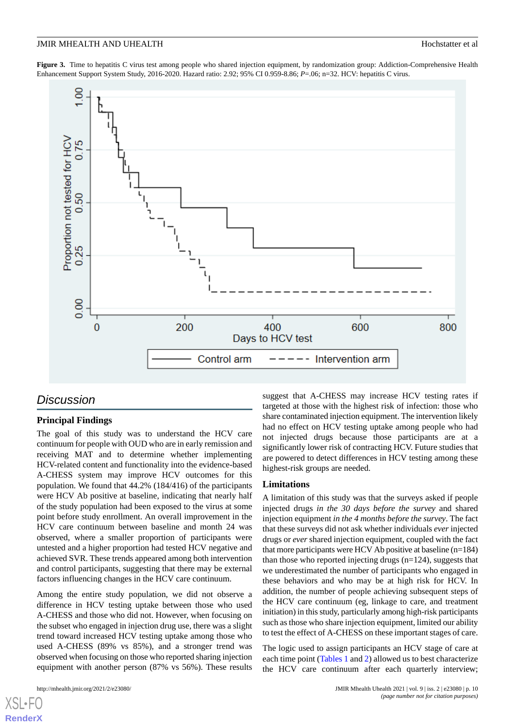**Figure 3.** Time to hepatitis C virus test among people who shared injection equipment, by randomization group: Addiction-Comprehensive Health Enhancement Support System Study, 2016-2020. Hazard ratio: 2.92; 95% CI 0.959-8.86; *P*=.06; n=32. HCV: hepatitis C virus.

Proportion not tested for HCV

0.00
0.25
0.50
0.75
1.00

0
200
400
600
800

Days to HCV test

Control arm
Intervention arm

## Discussion

### Principal Findings

The goal of this study was to understand the HCV care continuum for people with OUD who are in early remission and receiving MAT and to determine whether implementing HCV-related content and functionality into the evidence-based A-CHESS system may improve HCV outcomes for this population. We found that 44.2% (184/416) of the participants were HCV Ab positive at baseline, indicating that nearly half of the study population had been exposed to the virus at some point before study enrollment. An overall improvement in the HCV care continuum between baseline and month 24 was observed, where a smaller proportion of participants were untested and a higher proportion had tested HCV negative and achieved SVR. These trends appeared among both intervention and control participants, suggesting that there may be external factors influencing changes in the HCV care continuum.

Among the entire study population, we did not observe a difference in HCV testing uptake between those who used A-CHESS and those who did not. However, when focusing on the subset who engaged in injection drug use, there was a slight trend toward increased HCV testing uptake among those who used A-CHESS (89% vs 85%), and a stronger trend was observed when focusing on those who reported sharing injection equipment with another person (87% vs 56%). These results suggest that A-CHESS may increase HCV testing rates if targeted at those with the highest risk of infection: those who share contaminated injection equipment. The intervention likely had no effect on HCV testing uptake among people who had not injected drugs because those participants are at a significantly lower risk of contracting HCV. Future studies that are powered to detect differences in HCV testing among these highest-risk groups are needed.

### Limitations

A limitation of this study was that the surveys asked if people injected drugs *in the 30 days before the survey* and shared injection equipment *in the 4 months before the survey*. The fact that these surveys did not ask whether individuals *ever* injected drugs or *ever* shared injection equipment, coupled with the fact that more participants were HCV Ab positive at baseline (n=184) than those who reported injecting drugs (n=124), suggests that we underestimated the number of participants who engaged in these behaviors and who may be at high risk for HCV. In addition, the number of people achieving subsequent steps of the HCV care continuum (eg, linkage to care, and treatment initiation) in this study, particularly among high-risk participants such as those who share injection equipment, limited our ability to test the effect of A-CHESS on these important stages of care.

The logic used to assign participants an HCV stage of care at each time point (Tables 1 and 2) allowed us to best characterize the HCV care continuum after each quarterly interview;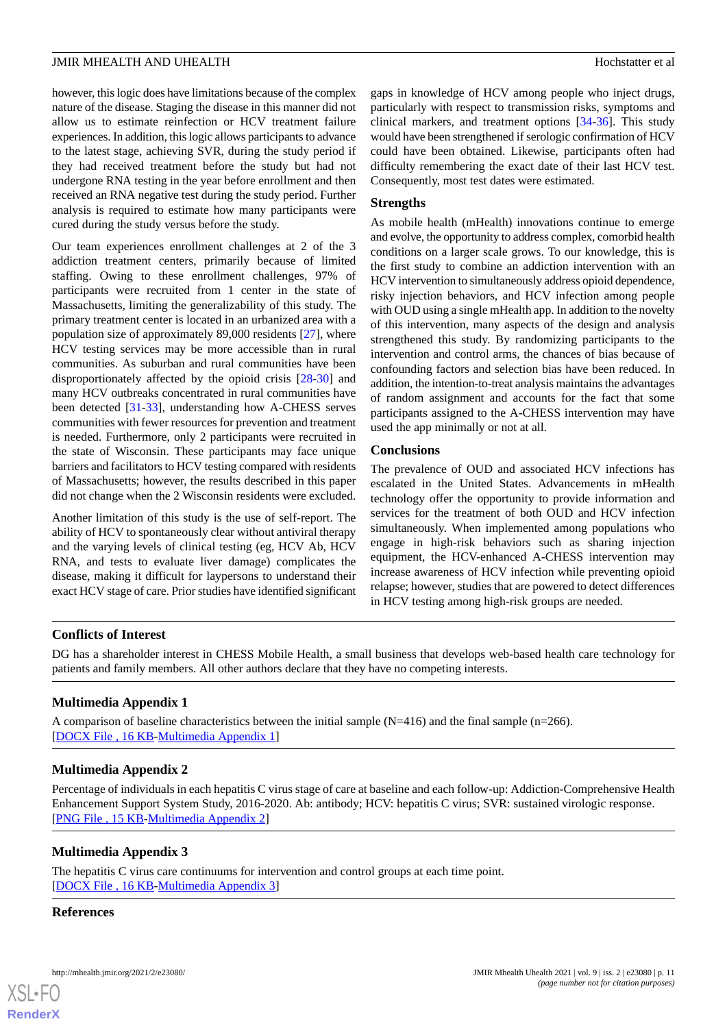however, this logic does have limitations because of the complex nature of the disease. Staging the disease in this manner did not allow us to estimate reinfection or HCV treatment failure experiences. In addition, this logic allows participants to advance to the latest stage, achieving SVR, during the study period if they had received treatment before the study but had not undergone RNA testing in the year before enrollment and then received an RNA negative test during the study period. Further analysis is required to estimate how many participants were cured during the study versus before the study.

Our team experiences enrollment challenges at 2 of the 3 addiction treatment centers, primarily because of limited staffing. Owing to these enrollment challenges, 97% of participants were recruited from 1 center in the state of Massachusetts, limiting the generalizability of this study. The primary treatment center is located in an urbanized area with a population size of approximately 89,000 residents [27], where HCV testing services may be more accessible than in rural communities. As suburban and rural communities have been disproportionately affected by the opioid crisis [28-30] and many HCV outbreaks concentrated in rural communities have been detected [31-33], understanding how A-CHESS serves communities with fewer resources for prevention and treatment is needed. Furthermore, only 2 participants were recruited in the state of Wisconsin. These participants may face unique barriers and facilitators to HCV testing compared with residents of Massachusetts; however, the results described in this paper did not change when the 2 Wisconsin residents were excluded.

Another limitation of this study is the use of self-report. The ability of HCV to spontaneously clear without antiviral therapy and the varying levels of clinical testing (eg, HCV Ab, HCV RNA, and tests to evaluate liver damage) complicates the disease, making it difficult for laypersons to understand their exact HCV stage of care. Prior studies have identified significant gaps in knowledge of HCV among people who inject drugs, particularly with respect to transmission risks, symptoms and clinical markers, and treatment options [34-36]. This study would have been strengthened if serologic confirmation of HCV could have been obtained. Likewise, participants often had difficulty remembering the exact date of their last HCV test. Consequently, most test dates were estimated.

### Strengths

As mobile health (mHealth) innovations continue to emerge and evolve, the opportunity to address complex, comorbid health conditions on a larger scale grows. To our knowledge, this is the first study to combine an addiction intervention with an HCV intervention to simultaneously address opioid dependence, risky injection behaviors, and HCV infection among people with OUD using a single mHealth app. In addition to the novelty of this intervention, many aspects of the design and analysis strengthened this study. By randomizing participants to the intervention and control arms, the chances of bias because of confounding factors and selection bias have been reduced. In addition, the intention-to-treat analysis maintains the advantages of random assignment and accounts for the fact that some participants assigned to the A-CHESS intervention may have used the app minimally or not at all.

### Conclusions

The prevalence of OUD and associated HCV infections has escalated in the United States. Advancements in mHealth technology offer the opportunity to provide information and services for the treatment of both OUD and HCV infection simultaneously. When implemented among populations who engage in high-risk behaviors such as sharing injection equipment, the HCV-enhanced A-CHESS intervention may increase awareness of HCV infection while preventing opioid relapse; however, studies that are powered to detect differences in HCV testing among high-risk groups are needed.

## Conflicts of Interest

DG has a shareholder interest in CHESS Mobile Health, a small business that develops web-based health care technology for patients and family members. All other authors declare that they have no competing interests.

## Multimedia Appendix 1

A comparison of baseline characteristics between the initial sample (N=416) and the final sample (n=266).
[DOCX File , 16 KB-Multimedia Appendix 1]

## Multimedia Appendix 2

Percentage of individuals in each hepatitis C virus stage of care at baseline and each follow-up: Addiction-Comprehensive Health Enhancement Support System Study, 2016-2020. Ab: antibody; HCV: hepatitis C virus; SVR: sustained virologic response.
[PNG File , 15 KB-Multimedia Appendix 2]

## Multimedia Appendix 3

The hepatitis C virus care continuums for intervention and control groups at each time point.
[DOCX File , 16 KB-Multimedia Appendix 3]

## References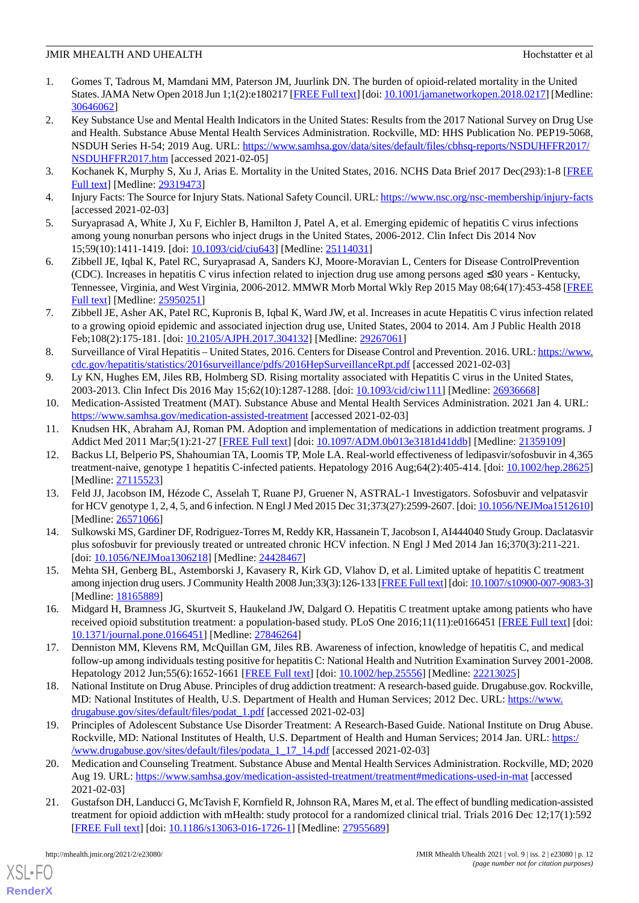1. Gomes T, Tadrous M, Mamdani MM, Paterson JM, Juurlink DN. The burden of opioid-related mortality in the United States. JAMA Netw Open 2018 Jun 1;1(2):e180217 [FREE Full text] [doi: 10.1001/jamanetworkopen.2018.0217] [Medline: 30646062]
2. Key Substance Use and Mental Health Indicators in the United States: Results from the 2017 National Survey on Drug Use and Health. Substance Abuse Mental Health Services Administration. Rockville, MD: HHS Publication No. PEP19-5068, NSDUH Series H-54; 2019 Aug. URL: https://www.samhsa.gov/data/sites/default/files/cbhsq-reports/NSDUHFFR2017/NSDUHFFR2017.htm [accessed 2021-02-05]
3. Kochanek K, Murphy S, Xu J, Arias E. Mortality in the United States, 2016. NCHS Data Brief 2017 Dec(293):1-8 [FREE Full text] [Medline: 29319473]
4. Injury Facts: The Source for Injury Stats. National Safety Council. URL: https://www.nsc.org/nsc-membership/injury-facts [accessed 2021-02-03]
5. Suryaprasad A, White J, Xu F, Eichler B, Hamilton J, Patel A, et al. Emerging epidemic of hepatitis C virus infections among young nonurban persons who inject drugs in the United States, 2006-2012. Clin Infect Dis 2014 Nov 15;59(10):1411-1419. [doi: 10.1093/cid/ciu643] [Medline: 25114031]
6. Zibbell JE, Iqbal K, Patel RC, Suryaprasad A, Sanders KJ, Moore-Moravian L, Centers for Disease ControlPrevention (CDC). Increases in hepatitis C virus infection related to injection drug use among persons aged ≤30 years - Kentucky, Tennessee, Virginia, and West Virginia, 2006-2012. MMWR Morb Mortal Wkly Rep 2015 May 08;64(17):453-458 [FREE Full text] [Medline: 25950251]
7. Zibbell JE, Asher AK, Patel RC, Kupronis B, Iqbal K, Ward JW, et al. Increases in acute Hepatitis C virus infection related to a growing opioid epidemic and associated injection drug use, United States, 2004 to 2014. Am J Public Health 2018 Feb;108(2):175-181. [doi: 10.2105/AJPH.2017.304132] [Medline: 29267061]
8. Surveillance of Viral Hepatitis – United States, 2016. Centers for Disease Control and Prevention. 2016. URL: https://www.cdc.gov/hepatitis/statistics/2016surveillance/pdfs/2016HepSurveillanceRpt.pdf [accessed 2021-02-03]
9. Ly KN, Hughes EM, Jiles RB, Holmberg SD. Rising mortality associated with Hepatitis C virus in the United States, 2003-2013. Clin Infect Dis 2016 May 15;62(10):1287-1288. [doi: 10.1093/cid/ciw111] [Medline: 26936668]
10. Medication-Assisted Treatment (MAT). Substance Abuse and Mental Health Services Administration. 2021 Jan 4. URL: https://www.samhsa.gov/medication-assisted-treatment [accessed 2021-02-03]
11. Knudsen HK, Abraham AJ, Roman PM. Adoption and implementation of medications in addiction treatment programs. J Addict Med 2011 Mar;5(1):21-27 [FREE Full text] [doi: 10.1097/ADM.0b013e3181d41ddb] [Medline: 21359109]
12. Backus LI, Belperio PS, Shahoumian TA, Loomis TP, Mole LA. Real-world effectiveness of ledipasvir/sofosbuvir in 4,365 treatment-naive, genotype 1 hepatitis C-infected patients. Hepatology 2016 Aug;64(2):405-414. [doi: 10.1002/hep.28625] [Medline: 27115523]
13. Feld JJ, Jacobson IM, Hézode C, Asselah T, Ruane PJ, Gruener N, ASTRAL-1 Investigators. Sofosbuvir and velpatasvir for HCV genotype 1, 2, 4, 5, and 6 infection. N Engl J Med 2015 Dec 31;373(27):2599-2607. [doi: 10.1056/NEJMoa1512610] [Medline: 26571066]
14. Sulkowski MS, Gardiner DF, Rodriguez-Torres M, Reddy KR, Hassanein T, Jacobson I, AI444040 Study Group. Daclatasvir plus sofosbuvir for previously treated or untreated chronic HCV infection. N Engl J Med 2014 Jan 16;370(3):211-221. [doi: 10.1056/NEJMoa1306218] [Medline: 24428467]
15. Mehta SH, Genberg BL, Astemborski J, Kavasery R, Kirk GD, Vlahov D, et al. Limited uptake of hepatitis C treatment among injection drug users. J Community Health 2008 Jun;33(3):126-133 [FREE Full text] [doi: 10.1007/s10900-007-9083-3] [Medline: 18165889]
16. Midgard H, Bramness JG, Skurtveit S, Haukeland JW, Dalgard O. Hepatitis C treatment uptake among patients who have received opioid substitution treatment: a population-based study. PLoS One 2016;11(11):e0166451 [FREE Full text] [doi: 10.1371/journal.pone.0166451] [Medline: 27846264]
17. Denniston MM, Klevens RM, McQuillan GM, Jiles RB. Awareness of infection, knowledge of hepatitis C, and medical follow-up among individuals testing positive for hepatitis C: National Health and Nutrition Examination Survey 2001-2008. Hepatology 2012 Jun;55(6):1652-1661 [FREE Full text] [doi: 10.1002/hep.25556] [Medline: 22213025]
18. National Institute on Drug Abuse. Principles of drug addiction treatment: A research-based guide. Drugabuse.gov. Rockville, MD: National Institutes of Health, U.S. Department of Health and Human Services; 2012 Dec. URL: https://www.drugabuse.gov/sites/default/files/podat_1.pdf [accessed 2021-02-03]
19. Principles of Adolescent Substance Use Disorder Treatment: A Research-Based Guide. National Institute on Drug Abuse. Rockville, MD: National Institutes of Health, U.S. Department of Health and Human Services; 2014 Jan. URL: https://www.drugabuse.gov/sites/default/files/podata_1_17_14.pdf [accessed 2021-02-03]
20. Medication and Counseling Treatment. Substance Abuse and Mental Health Services Administration. Rockville, MD; 2020 Aug 19. URL: https://www.samhsa.gov/medication-assisted-treatment/treatment#medications-used-in-mat [accessed 2021-02-03]
21. Gustafson DH, Landucci G, McTavish F, Kornfield R, Johnson RA, Mares M, et al. The effect of bundling medication-assisted treatment for opioid addiction with mHealth: study protocol for a randomized clinical trial. Trials 2016 Dec 12;17(1):592 [FREE Full text] [doi: 10.1186/s13063-016-1726-1] [Medline: 27955689]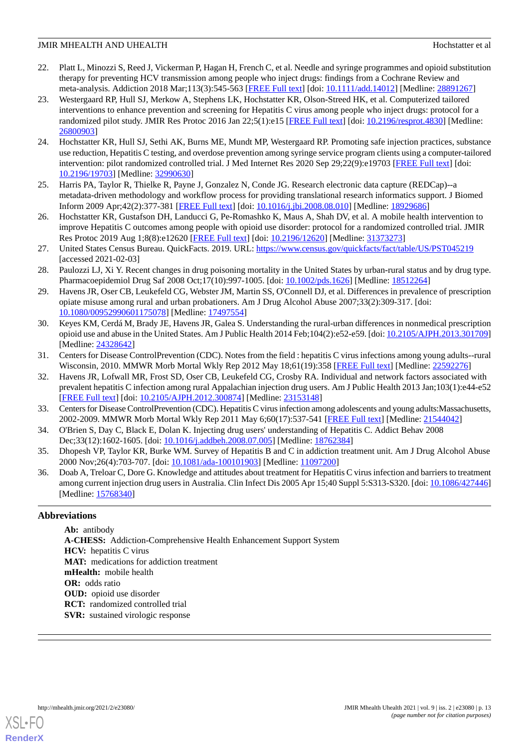22. Platt L, Minozzi S, Reed J, Vickerman P, Hagan H, French C, et al. Needle and syringe programmes and opioid substitution therapy for preventing HCV transmission among people who inject drugs: findings from a Cochrane Review and meta-analysis. Addiction 2018 Mar;113(3):545-563 [FREE Full text] [doi: 10.1111/add.14012] [Medline: 28891267]
23. Westergaard RP, Hull SJ, Merkow A, Stephens LK, Hochstatter KR, Olson-Streed HK, et al. Computerized tailored interventions to enhance prevention and screening for Hepatitis C virus among people who inject drugs: protocol for a randomized pilot study. JMIR Res Protoc 2016 Jan 22;5(1):e15 [FREE Full text] [doi: 10.2196/resprot.4830] [Medline: 26800903]
24. Hochstatter KR, Hull SJ, Sethi AK, Burns ME, Mundt MP, Westergaard RP. Promoting safe injection practices, substance use reduction, Hepatitis C testing, and overdose prevention among syringe service program clients using a computer-tailored intervention: pilot randomized controlled trial. J Med Internet Res 2020 Sep 29;22(9):e19703 [FREE Full text] [doi: 10.2196/19703] [Medline: 32990630]
25. Harris PA, Taylor R, Thielke R, Payne J, Gonzalez N, Conde JG. Research electronic data capture (REDCap)--a metadata-driven methodology and workflow process for providing translational research informatics support. J Biomed Inform 2009 Apr;42(2):377-381 [FREE Full text] [doi: 10.1016/j.jbi.2008.08.010] [Medline: 18929686]
26. Hochstatter KR, Gustafson DH, Landucci G, Pe-Romashko K, Maus A, Shah DV, et al. A mobile health intervention to improve Hepatitis C outcomes among people with opioid use disorder: protocol for a randomized controlled trial. JMIR Res Protoc 2019 Aug 1;8(8):e12620 [FREE Full text] [doi: 10.2196/12620] [Medline: 31373273]
27. United States Census Bureau. QuickFacts. 2019. URL: https://www.census.gov/quickfacts/fact/table/US/PST045219 [accessed 2021-02-03]
28. Paulozzi LJ, Xi Y. Recent changes in drug poisoning mortality in the United States by urban-rural status and by drug type. Pharmacoepidemiol Drug Saf 2008 Oct;17(10):997-1005. [doi: 10.1002/pds.1626] [Medline: 18512264]
29. Havens JR, Oser CB, Leukefeld CG, Webster JM, Martin SS, O'Connell DJ, et al. Differences in prevalence of prescription opiate misuse among rural and urban probationers. Am J Drug Alcohol Abuse 2007;33(2):309-317. [doi: 10.1080/00952990601175078] [Medline: 17497554]
30. Keyes KM, Cerdá M, Brady JE, Havens JR, Galea S. Understanding the rural-urban differences in nonmedical prescription opioid use and abuse in the United States. Am J Public Health 2014 Feb;104(2):e52-e59. [doi: 10.2105/AJPH.2013.301709] [Medline: 24328642]
31. Centers for Disease ControlPrevention (CDC). Notes from the field : hepatitis C virus infections among young adults--rural Wisconsin, 2010. MMWR Morb Mortal Wkly Rep 2012 May 18;61(19):358 [FREE Full text] [Medline: 22592276]
32. Havens JR, Lofwall MR, Frost SD, Oser CB, Leukefeld CG, Crosby RA. Individual and network factors associated with prevalent hepatitis C infection among rural Appalachian injection drug users. Am J Public Health 2013 Jan;103(1):e44-e52 [FREE Full text] [doi: 10.2105/AJPH.2012.300874] [Medline: 23153148]
33. Centers for Disease ControlPrevention (CDC). Hepatitis C virus infection among adolescents and young adults:Massachusetts, 2002-2009. MMWR Morb Mortal Wkly Rep 2011 May 6;60(17):537-541 [FREE Full text] [Medline: 21544042]
34. O'Brien S, Day C, Black E, Dolan K. Injecting drug users' understanding of Hepatitis C. Addict Behav 2008 Dec;33(12):1602-1605. [doi: 10.1016/j.addbeh.2008.07.005] [Medline: 18762384]
35. Dhopesh VP, Taylor KR, Burke WM. Survey of Hepatitis B and C in addiction treatment unit. Am J Drug Alcohol Abuse 2000 Nov;26(4):703-707. [doi: 10.1081/ada-100101903] [Medline: 11097200]
36. Doab A, Treloar C, Dore G. Knowledge and attitudes about treatment for Hepatitis C virus infection and barriers to treatment among current injection drug users in Australia. Clin Infect Dis 2005 Apr 15;40 Suppl 5:S313-S320. [doi: 10.1086/427446] [Medline: 15768340]

## Abbreviations

**Ab:** antibody
**A-CHESS:** Addiction-Comprehensive Health Enhancement Support System
**HCV:** hepatitis C virus
**MAT:** medications for addiction treatment
**mHealth:** mobile health
**OR:** odds ratio
**OUD:** opioid use disorder
**RCT:** randomized controlled trial
**SVR:** sustained virologic response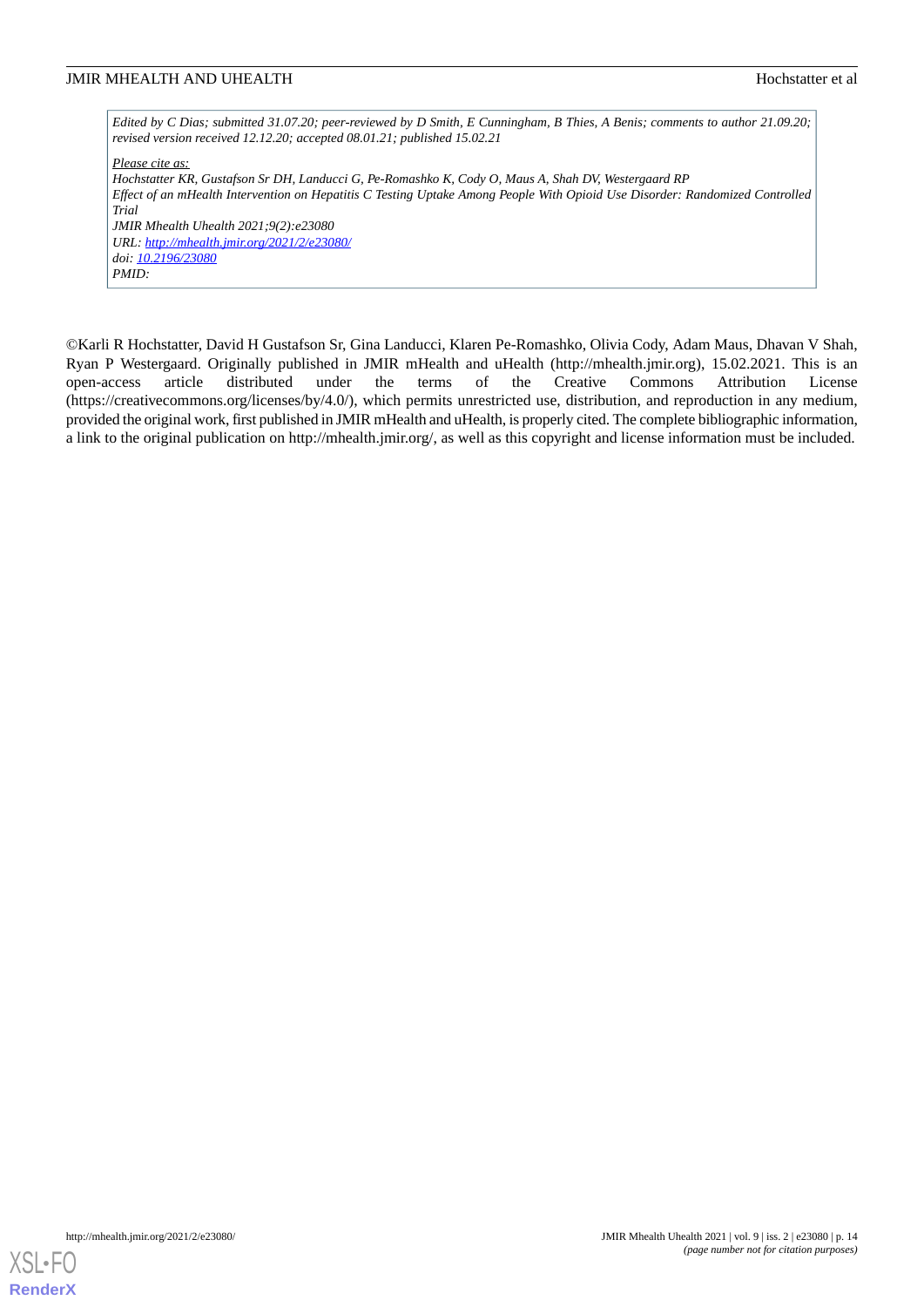*Edited by C Dias; submitted 31.07.20; peer-reviewed by D Smith, E Cunningham, B Thies, A Benis; comments to author 21.09.20; revised version received 12.12.20; accepted 08.01.21; published 15.02.21*

*Please cite as:*
*Hochstatter KR, Gustafson Sr DH, Landucci G, Pe-Romashko K, Cody O, Maus A, Shah DV, Westergaard RP*
*Effect of an mHealth Intervention on Hepatitis C Testing Uptake Among People With Opioid Use Disorder: Randomized Controlled Trial*
*JMIR Mhealth Uhealth 2021;9(2):e23080*
*URL: http://mhealth.jmir.org/2021/2/e23080/*
*doi: 10.2196/23080*
*PMID:*

©Karli R Hochstatter, David H Gustafson Sr, Gina Landucci, Klaren Pe-Romashko, Olivia Cody, Adam Maus, Dhavan V Shah, Ryan P Westergaard. Originally published in JMIR mHealth and uHealth (http://mhealth.jmir.org), 15.02.2021. This is an open-access article distributed under the terms of the Creative Commons Attribution License (https://creativecommons.org/licenses/by/4.0/), which permits unrestricted use, distribution, and reproduction in any medium, provided the original work, first published in JMIR mHealth and uHealth, is properly cited. The complete bibliographic information, a link to the original publication on http://mhealth.jmir.org/, as well as this copyright and license information must be included.